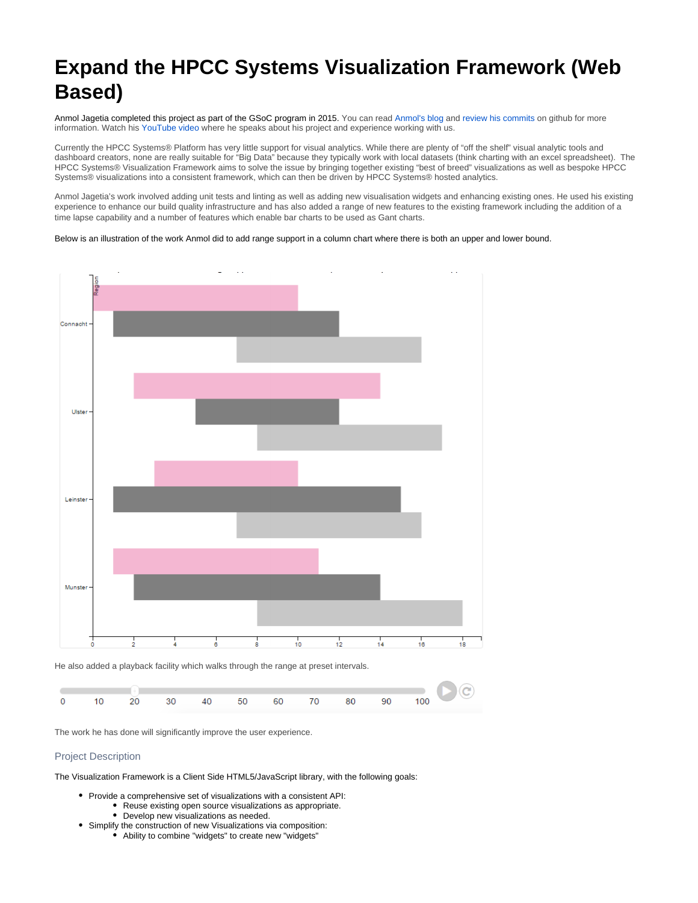# Expand the HPCC Systems Visualization Framework (Web Based)

Anmol Jagetia completed this project as part of the GSoC program in 2015. You can read Anmol's blog and review his commits on github for more information. Watch his YouTube video where he speaks about his project and experience working with us.

Currently the HPCC Systems® Platform has very little support for visual analytics. While there are plenty of "off the shelf" visual analytic tools and dashboard creators, none are really suitable for "Big Data" because they typically work with local datasets (think charting with an excel spreadsheet). The HPCC Systems® Visualization Framework aims to solve the issue by bringing together existing "best of breed" visualizations as well as bespoke HPCC Systems® visualizations into a consistent framework, which can then be driven by HPCC Systems® hosted analytics.

Anmol Jagetia's work involved adding unit tests and linting as well as adding new visualisation widgets and enhancing existing ones. He used his existing experience to enhance our build quality infrastructure and has also added a range of new features to the existing framework including the addition of a time lapse capability and a number of features which enable bar charts to be used as Gant charts.

Below is an illustration of the work Anmol did to add range support in a column chart where there is both an upper and lower bound.

He also added a playback facility which walks through the range at preset intervals.

The work he has done will significantly improve the user experience.

### Project Description

The Visualization Framework is a Client Side HTML5/JavaScript library, with the following goals:

- Provide a comprehensive set of visualizations with a consistent API:
  - Reuse existing open source visualizations as appropriate.
  - Develop new visualizations as needed.
- Simplify the construction of new Visualizations via composition:
  - Ability to combine "widgets" to create new "widgets"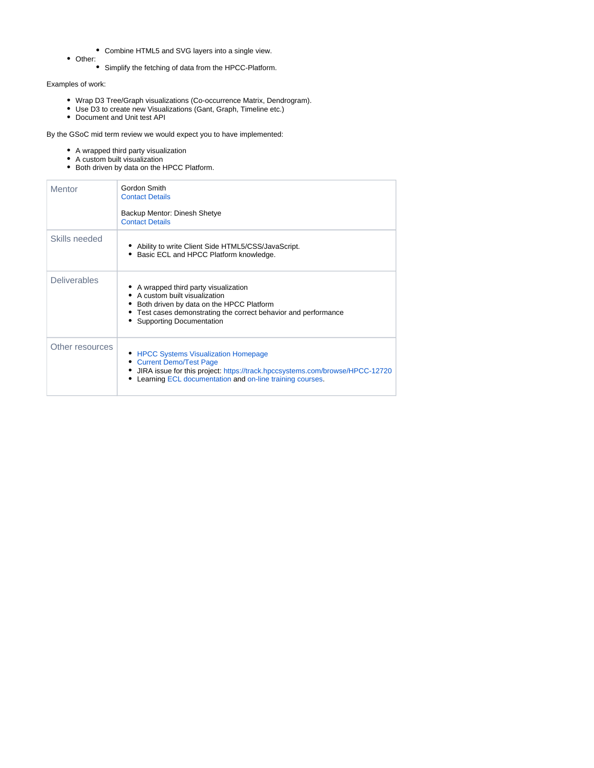- Combine HTML5 and SVG layers into a single view.
- Other:
    - Simplify the fetching of data from the HPCC-Platform.

Examples of work:

- Wrap D3 Tree/Graph visualizations (Co-occurrence Matrix, Dendrogram).
- Use D3 to create new Visualizations (Gant, Graph, Timeline etc.)
- Document and Unit test API

By the GSoC mid term review we would expect you to have implemented:

- A wrapped third party visualization
- A custom built visualization
- Both driven by data on the HPCC Platform.

| | |
|---|---|
| Mentor | Gordon Smith<br>Contact Details<br><br>Backup Mentor: Dinesh Shetye<br>Contact Details |
| Skills needed | • Ability to write Client Side HTML5/CSS/JavaScript.<br>• Basic ECL and HPCC Platform knowledge. |
| Deliverables | • A wrapped third party visualization<br>• A custom built visualization<br>• Both driven by data on the HPCC Platform<br>• Test cases demonstrating the correct behavior and performance<br>• Supporting Documentation |
| Other resources | • HPCC Systems Visualization Homepage<br>• Current Demo/Test Page<br>• JIRA issue for this project: https://track.hpccsystems.com/browse/HPCC-12720<br>• Learning ECL documentation and on-line training courses. |